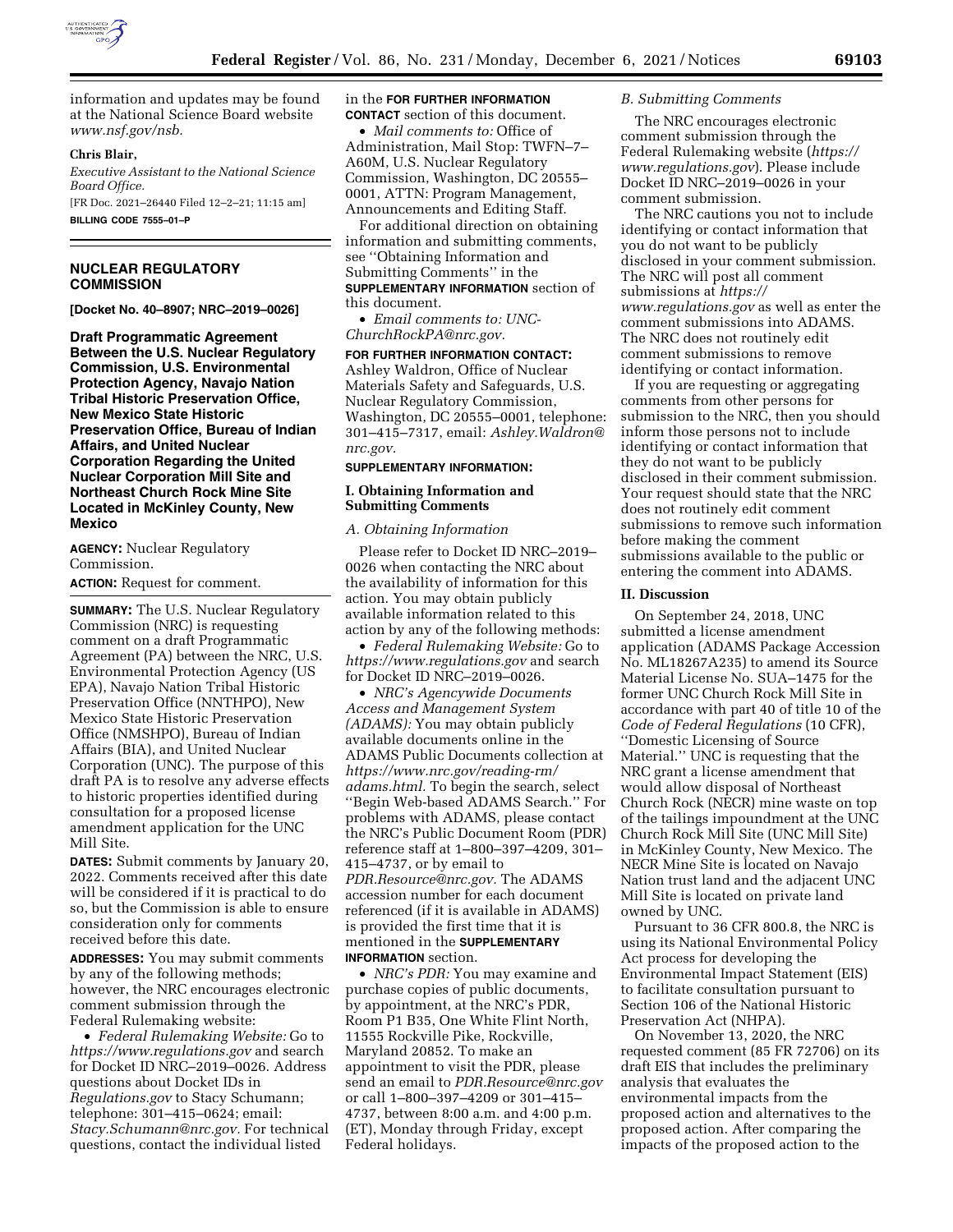information and updates may be found at the National Science Board website *www.nsf.gov/nsb.*

**Chris Blair,**

*Executive Assistant to the National Science Board Office.*

[FR Doc. 2021–26440 Filed 12–2–21; 11:15 am]

**BILLING CODE 7555–01–P**

## NUCLEAR REGULATORY COMMISSION

**[Docket No. 40–8907; NRC–2019–0026]**

## Draft Programmatic Agreement Between the U.S. Nuclear Regulatory Commission, U.S. Environmental Protection Agency, Navajo Nation Tribal Historic Preservation Office, New Mexico State Historic Preservation Office, Bureau of Indian Affairs, and United Nuclear Corporation Regarding the United Nuclear Corporation Mill Site and Northeast Church Rock Mine Site Located in McKinley County, New Mexico

**AGENCY:** Nuclear Regulatory Commission.

**ACTION:** Request for comment.

**SUMMARY:** The U.S. Nuclear Regulatory Commission (NRC) is requesting comment on a draft Programmatic Agreement (PA) between the NRC, U.S. Environmental Protection Agency (US EPA), Navajo Nation Tribal Historic Preservation Office (NNTHPO), New Mexico State Historic Preservation Office (NMSHPO), Bureau of Indian Affairs (BIA), and United Nuclear Corporation (UNC). The purpose of this draft PA is to resolve any adverse effects to historic properties identified during consultation for a proposed license amendment application for the UNC Mill Site.

**DATES:** Submit comments by January 20, 2022. Comments received after this date will be considered if it is practical to do so, but the Commission is able to ensure consideration only for comments received before this date.

**ADDRESSES:** You may submit comments by any of the following methods; however, the NRC encourages electronic comment submission through the Federal Rulemaking website:

- *Federal Rulemaking Website:* Go to *https://www.regulations.gov* and search for Docket ID NRC–2019–0026. Address questions about Docket IDs in *Regulations.gov* to Stacy Schumann; telephone: 301–415–0624; email: *Stacy.Schumann@nrc.gov.* For technical questions, contact the individual listed in the **FOR FURTHER INFORMATION CONTACT** section of this document.
- *Mail comments to:* Office of Administration, Mail Stop: TWFN–7–A60M, U.S. Nuclear Regulatory Commission, Washington, DC 20555–0001, ATTN: Program Management, Announcements and Editing Staff.

For additional direction on obtaining information and submitting comments, see ''Obtaining Information and Submitting Comments'' in the **SUPPLEMENTARY INFORMATION** section of this document.

- *Email comments to: UNC-ChurchRockPA@nrc.gov.*

**FOR FURTHER INFORMATION CONTACT:** Ashley Waldron, Office of Nuclear Materials Safety and Safeguards, U.S. Nuclear Regulatory Commission, Washington, DC 20555–0001, telephone: 301–415–7317, email: *Ashley.Waldron@nrc.gov.*

**SUPPLEMENTARY INFORMATION:**

### I. Obtaining Information and Submitting Comments

#### *A. Obtaining Information*

Please refer to Docket ID NRC–2019–0026 when contacting the NRC about the availability of information for this action. You may obtain publicly available information related to this action by any of the following methods:

- *Federal Rulemaking Website:* Go to *https://www.regulations.gov* and search for Docket ID NRC–2019–0026.
- *NRC's Agencywide Documents Access and Management System (ADAMS):* You may obtain publicly available documents online in the ADAMS Public Documents collection at *https://www.nrc.gov/reading-rm/adams.html.* To begin the search, select ''Begin Web-based ADAMS Search.'' For problems with ADAMS, please contact the NRC's Public Document Room (PDR) reference staff at 1–800–397–4209, 301–415–4737, or by email to *PDR.Resource@nrc.gov.* The ADAMS accession number for each document referenced (if it is available in ADAMS) is provided the first time that it is mentioned in the **SUPPLEMENTARY INFORMATION** section.
- *NRC's PDR:* You may examine and purchase copies of public documents, by appointment, at the NRC's PDR, Room P1 B35, One White Flint North, 11555 Rockville Pike, Rockville, Maryland 20852. To make an appointment to visit the PDR, please send an email to *PDR.Resource@nrc.gov* or call 1–800–397–4209 or 301–415–4737, between 8:00 a.m. and 4:00 p.m. (ET), Monday through Friday, except Federal holidays.

#### *B. Submitting Comments*

The NRC encourages electronic comment submission through the Federal Rulemaking website (*https://www.regulations.gov*). Please include Docket ID NRC–2019–0026 in your comment submission.

The NRC cautions you not to include identifying or contact information that you do not want to be publicly disclosed in your comment submission. The NRC will post all comment submissions at *https://www.regulations.gov* as well as enter the comment submissions into ADAMS. The NRC does not routinely edit comment submissions to remove identifying or contact information.

If you are requesting or aggregating comments from other persons for submission to the NRC, then you should inform those persons not to include identifying or contact information that they do not want to be publicly disclosed in their comment submission. Your request should state that the NRC does not routinely edit comment submissions to remove such information before making the comment submissions available to the public or entering the comment into ADAMS.

### II. Discussion

On September 24, 2018, UNC submitted a license amendment application (ADAMS Package Accession No. ML18267A235) to amend its Source Material License No. SUA–1475 for the former UNC Church Rock Mill Site in accordance with part 40 of title 10 of the *Code of Federal Regulations* (10 CFR), ''Domestic Licensing of Source Material.'' UNC is requesting that the NRC grant a license amendment that would allow disposal of Northeast Church Rock (NECR) mine waste on top of the tailings impoundment at the UNC Church Rock Mill Site (UNC Mill Site) in McKinley County, New Mexico. The NECR Mine Site is located on Navajo Nation trust land and the adjacent UNC Mill Site is located on private land owned by UNC.

Pursuant to 36 CFR 800.8, the NRC is using its National Environmental Policy Act process for developing the Environmental Impact Statement (EIS) to facilitate consultation pursuant to Section 106 of the National Historic Preservation Act (NHPA).

On November 13, 2020, the NRC requested comment (85 FR 72706) on its draft EIS that includes the preliminary analysis that evaluates the environmental impacts from the proposed action and alternatives to the proposed action. After comparing the impacts of the proposed action to the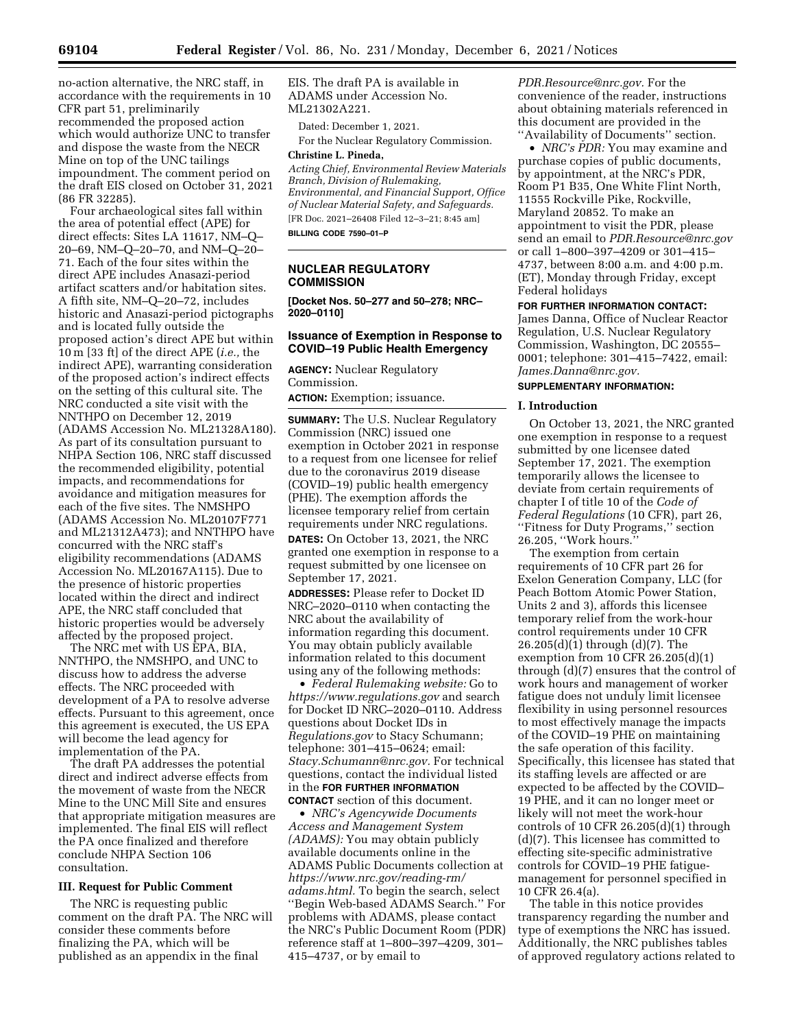no-action alternative, the NRC staff, in accordance with the requirements in 10 CFR part 51, preliminarily recommended the proposed action which would authorize UNC to transfer and dispose the waste from the NECR Mine on top of the UNC tailings impoundment. The comment period on the draft EIS closed on October 31, 2021 (86 FR 32285).

Four archaeological sites fall within the area of potential effect (APE) for direct effects: Sites LA 11617, NM–Q–20–69, NM–Q–20–70, and NM–Q–20–71. Each of the four sites within the direct APE includes Anasazi-period artifact scatters and/or habitation sites. A fifth site, NM–Q–20–72, includes historic and Anasazi-period pictographs and is located fully outside the proposed action's direct APE but within 10 m [33 ft] of the direct APE (*i.e.,* the indirect APE), warranting consideration of the proposed action's indirect effects on the setting of this cultural site. The NRC conducted a site visit with the NNTHPO on December 12, 2019 (ADAMS Accession No. ML21328A180). As part of its consultation pursuant to NHPA Section 106, NRC staff discussed the recommended eligibility, potential impacts, and recommendations for avoidance and mitigation measures for each of the five sites. The NMSHPO (ADAMS Accession No. ML20107F771 and ML21312A473); and NNTHPO have concurred with the NRC staff's eligibility recommendations (ADAMS Accession No. ML20167A115). Due to the presence of historic properties located within the direct and indirect APE, the NRC staff concluded that historic properties would be adversely affected by the proposed project.

The NRC met with US EPA, BIA, NNTHPO, the NMSHPO, and UNC to discuss how to address the adverse effects. The NRC proceeded with development of a PA to resolve adverse effects. Pursuant to this agreement, once this agreement is executed, the US EPA will become the lead agency for implementation of the PA.

The draft PA addresses the potential direct and indirect adverse effects from the movement of waste from the NECR Mine to the UNC Mill Site and ensures that appropriate mitigation measures are implemented. The final EIS will reflect the PA once finalized and therefore conclude NHPA Section 106 consultation.

### III. Request for Public Comment

The NRC is requesting public comment on the draft PA. The NRC will consider these comments before finalizing the PA, which will be published as an appendix in the final EIS. The draft PA is available in ADAMS under Accession No. ML21302A221.

Dated: December 1, 2021.

For the Nuclear Regulatory Commission.

**Christine L. Pineda,**

*Acting Chief, Environmental Review Materials Branch, Division of Rulemaking, Environmental, and Financial Support, Office of Nuclear Material Safety, and Safeguards.*

[FR Doc. 2021–26408 Filed 12–3–21; 8:45 am]

**BILLING CODE 7590–01–P**

---

## NUCLEAR REGULATORY COMMISSION

**[Docket Nos. 50–277 and 50–278; NRC–2020–0110]**

## Issuance of Exemption in Response to COVID–19 Public Health Emergency

**AGENCY:** Nuclear Regulatory Commission.

**ACTION:** Exemption; issuance.

**SUMMARY:** The U.S. Nuclear Regulatory Commission (NRC) issued one exemption in October 2021 in response to a request from one licensee for relief due to the coronavirus 2019 disease (COVID–19) public health emergency (PHE). The exemption affords the licensee temporary relief from certain requirements under NRC regulations.

**DATES:** On October 13, 2021, the NRC granted one exemption in response to a request submitted by one licensee on September 17, 2021.

**ADDRESSES:** Please refer to Docket ID NRC–2020–0110 when contacting the NRC about the availability of information regarding this document. You may obtain publicly available information related to this document using any of the following methods:

- *Federal Rulemaking website:* Go to *https://www.regulations.gov* and search for Docket ID NRC–2020–0110. Address questions about Docket IDs in *Regulations.gov* to Stacy Schumann; telephone: 301–415–0624; email: *Stacy.Schumann@nrc.gov.* For technical questions, contact the individual listed in the **FOR FURTHER INFORMATION CONTACT** section of this document.
- *NRC's Agencywide Documents Access and Management System (ADAMS):* You may obtain publicly available documents online in the ADAMS Public Documents collection at *https://www.nrc.gov/reading-rm/adams.html.* To begin the search, select ''Begin Web-based ADAMS Search.'' For problems with ADAMS, please contact the NRC's Public Document Room (PDR) reference staff at 1–800–397–4209, 301–415–4737, or by email to *PDR.Resource@nrc.gov.* For the convenience of the reader, instructions about obtaining materials referenced in this document are provided in the ''Availability of Documents'' section.
- *NRC's PDR:* You may examine and purchase copies of public documents, by appointment, at the NRC's PDR, Room P1 B35, One White Flint North, 11555 Rockville Pike, Rockville, Maryland 20852. To make an appointment to visit the PDR, please send an email to *PDR.Resource@nrc.gov* or call 1–800–397–4209 or 301–415–4737, between 8:00 a.m. and 4:00 p.m. (ET), Monday through Friday, except Federal holidays

**FOR FURTHER INFORMATION CONTACT:** James Danna, Office of Nuclear Reactor Regulation, U.S. Nuclear Regulatory Commission, Washington, DC 20555–0001; telephone: 301–415–7422, email: *James.Danna@nrc.gov.*

**SUPPLEMENTARY INFORMATION:**

### I. Introduction

On October 13, 2021, the NRC granted one exemption in response to a request submitted by one licensee dated September 17, 2021. The exemption temporarily allows the licensee to deviate from certain requirements of chapter I of title 10 of the *Code of Federal Regulations* (10 CFR), part 26, ''Fitness for Duty Programs,'' section 26.205, ''Work hours.''

The exemption from certain requirements of 10 CFR part 26 for Exelon Generation Company, LLC (for Peach Bottom Atomic Power Station, Units 2 and 3), affords this licensee temporary relief from the work-hour control requirements under 10 CFR 26.205(d)(1) through (d)(7). The exemption from 10 CFR 26.205(d)(1) through (d)(7) ensures that the control of work hours and management of worker fatigue does not unduly limit licensee flexibility in using personnel resources to most effectively manage the impacts of the COVID–19 PHE on maintaining the safe operation of this facility. Specifically, this licensee has stated that its staffing levels are affected or are expected to be affected by the COVID–19 PHE, and it can no longer meet or likely will not meet the work-hour controls of 10 CFR 26.205(d)(1) through (d)(7). This licensee has committed to effecting site-specific administrative controls for COVID–19 PHE fatigue-management for personnel specified in 10 CFR 26.4(a).

The table in this notice provides transparency regarding the number and type of exemptions the NRC has issued. Additionally, the NRC publishes tables of approved regulatory actions related to